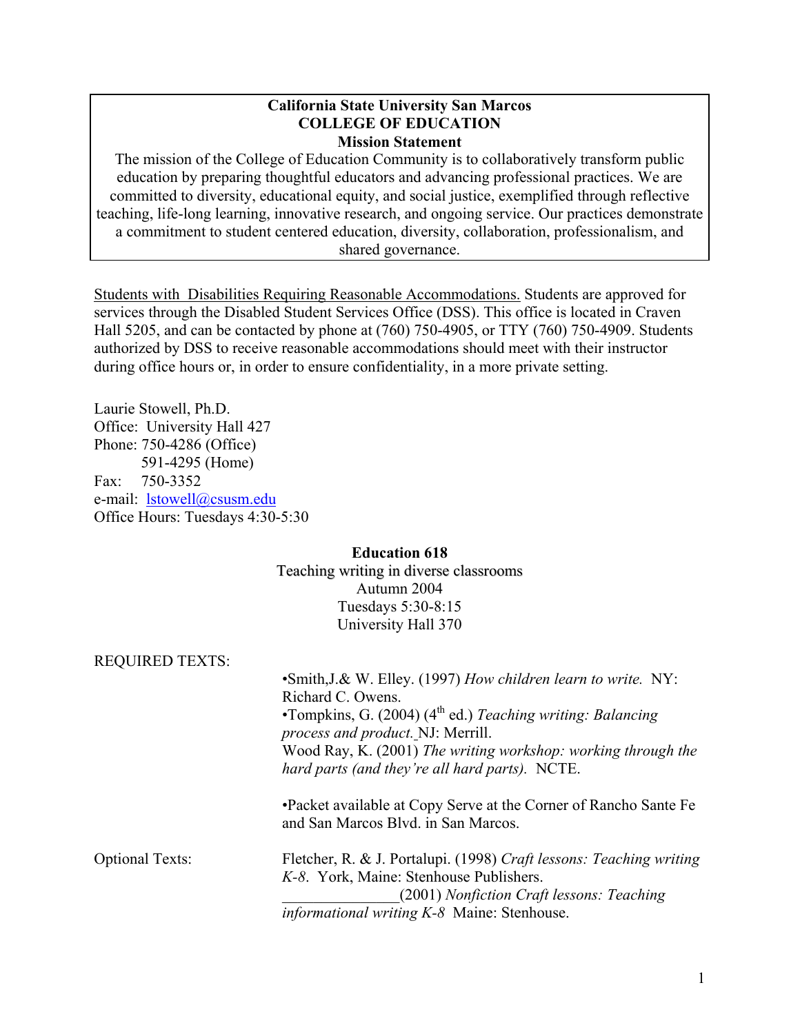**California State University San Marcos**
**COLLEGE OF EDUCATION**
**Mission Statement**

The mission of the College of Education Community is to collaboratively transform public education by preparing thoughtful educators and advancing professional practices. We are committed to diversity, educational equity, and social justice, exemplified through reflective teaching, life-long learning, innovative research, and ongoing service. Our practices demonstrate a commitment to student centered education, diversity, collaboration, professionalism, and shared governance.

<u>Students with Disabilities Requiring Reasonable Accommodations.</u> Students are approved for services through the Disabled Student Services Office (DSS). This office is located in Craven Hall 5205, and can be contacted by phone at (760) 750-4905, or TTY (760) 750-4909. Students authorized by DSS to receive reasonable accommodations should meet with their instructor during office hours or, in order to ensure confidentiality, in a more private setting.

Laurie Stowell, Ph.D.
Office: University Hall 427
Phone: 750-4286 (Office)
591-4295 (Home)
Fax: 750-3352
e-mail: lstowell@csusm.edu
Office Hours: Tuesdays 4:30-5:30

**Education 618**
Teaching writing in diverse classrooms
Autumn 2004
Tuesdays 5:30-8:15
University Hall 370

REQUIRED TEXTS:

- Smith,J.& W. Elley. (1997) *How children learn to write.* NY: Richard C. Owens.
- Tompkins, G. (2004) (4th ed.) *Teaching writing: Balancing process and product.* NJ: Merrill.

Wood Ray, K. (2001) *The writing workshop: working through the hard parts (and they're all hard parts).* NCTE.

- Packet available at Copy Serve at the Corner of Rancho Sante Fe and San Marcos Blvd. in San Marcos.

Optional Texts:

Fletcher, R. & J. Portalupi. (1998) *Craft lessons: Teaching writing K-8*. York, Maine: Stenhouse Publishers.

_______________(2001) *Nonfiction Craft lessons: Teaching informational writing K-8* Maine: Stenhouse.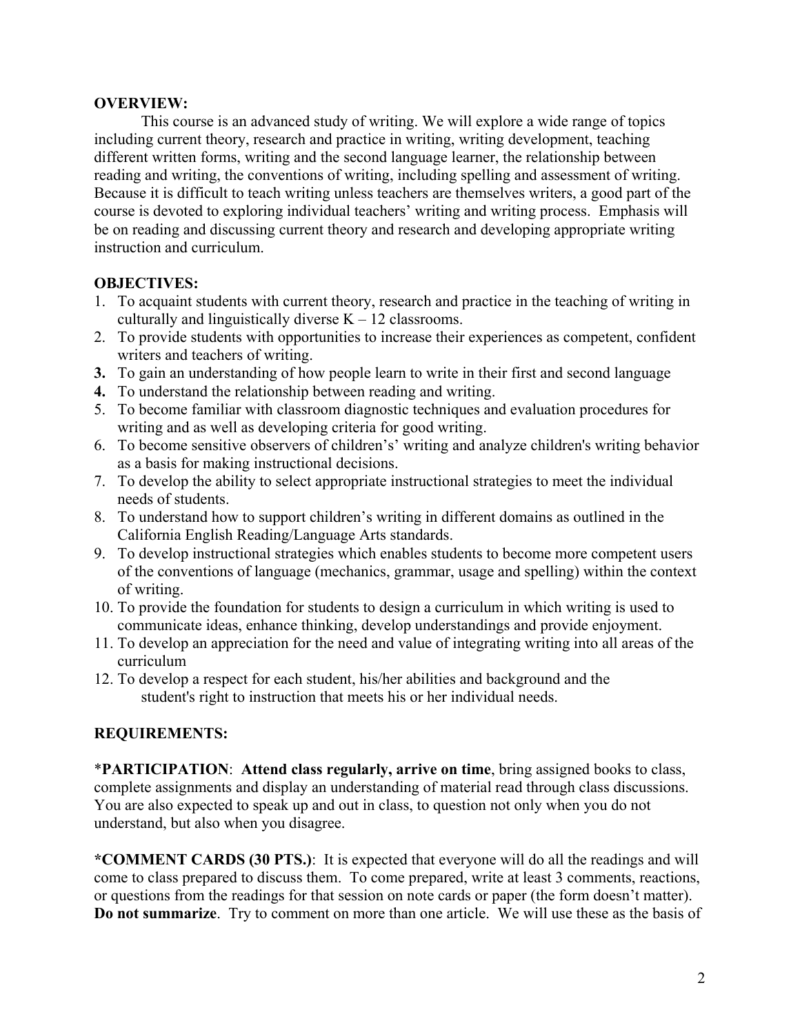**OVERVIEW:**

This course is an advanced study of writing. We will explore a wide range of topics including current theory, research and practice in writing, writing development, teaching different written forms, writing and the second language learner, the relationship between reading and writing, the conventions of writing, including spelling and assessment of writing. Because it is difficult to teach writing unless teachers are themselves writers, a good part of the course is devoted to exploring individual teachers' writing and writing process. Emphasis will be on reading and discussing current theory and research and developing appropriate writing instruction and curriculum.

**OBJECTIVES:**

1. To acquaint students with current theory, research and practice in the teaching of writing in culturally and linguistically diverse K – 12 classrooms.
2. To provide students with opportunities to increase their experiences as competent, confident writers and teachers of writing.
3. To gain an understanding of how people learn to write in their first and second language
4. To understand the relationship between reading and writing.
5. To become familiar with classroom diagnostic techniques and evaluation procedures for writing and as well as developing criteria for good writing.
6. To become sensitive observers of children's' writing and analyze children's writing behavior as a basis for making instructional decisions.
7. To develop the ability to select appropriate instructional strategies to meet the individual needs of students.
8. To understand how to support children's writing in different domains as outlined in the California English Reading/Language Arts standards.
9. To develop instructional strategies which enables students to become more competent users of the conventions of language (mechanics, grammar, usage and spelling) within the context of writing.
10. To provide the foundation for students to design a curriculum in which writing is used to communicate ideas, enhance thinking, develop understandings and provide enjoyment.
11. To develop an appreciation for the need and value of integrating writing into all areas of the curriculum
12. To develop a respect for each student, his/her abilities and background and the student's right to instruction that meets his or her individual needs.

**REQUIREMENTS:**

\***PARTICIPATION**: **Attend class regularly, arrive on time**, bring assigned books to class, complete assignments and display an understanding of material read through class discussions. You are also expected to speak up and out in class, to question not only when you do not understand, but also when you disagree.

**\*COMMENT CARDS (30 PTS.)**: It is expected that everyone will do all the readings and will come to class prepared to discuss them. To come prepared, write at least 3 comments, reactions, or questions from the readings for that session on note cards or paper (the form doesn't matter). **Do not summarize**. Try to comment on more than one article. We will use these as the basis of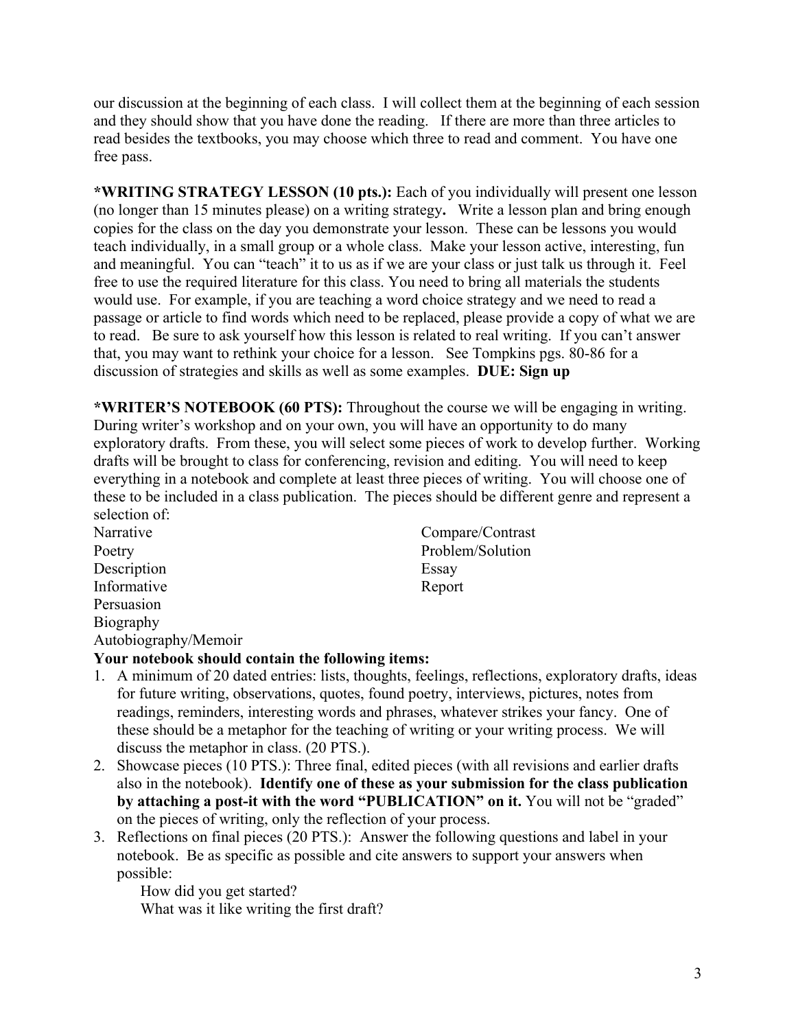our discussion at the beginning of each class. I will collect them at the beginning of each session and they should show that you have done the reading. If there are more than three articles to read besides the textbooks, you may choose which three to read and comment. You have one free pass.

**\*WRITING STRATEGY LESSON (10 pts.):** Each of you individually will present one lesson (no longer than 15 minutes please) on a writing strategy**.** Write a lesson plan and bring enough copies for the class on the day you demonstrate your lesson. These can be lessons you would teach individually, in a small group or a whole class. Make your lesson active, interesting, fun and meaningful. You can "teach" it to us as if we are your class or just talk us through it. Feel free to use the required literature for this class. You need to bring all materials the students would use. For example, if you are teaching a word choice strategy and we need to read a passage or article to find words which need to be replaced, please provide a copy of what we are to read. Be sure to ask yourself how this lesson is related to real writing. If you can't answer that, you may want to rethink your choice for a lesson. See Tompkins pgs. 80-86 for a discussion of strategies and skills as well as some examples. **DUE: Sign up**

**\*WRITER'S NOTEBOOK (60 PTS):** Throughout the course we will be engaging in writing. During writer's workshop and on your own, you will have an opportunity to do many exploratory drafts. From these, you will select some pieces of work to develop further. Working drafts will be brought to class for conferencing, revision and editing. You will need to keep everything in a notebook and complete at least three pieces of writing. You will choose one of these to be included in a class publication. The pieces should be different genre and represent a selection of:

Narrative
Poetry
Description
Informative
Persuasion
Biography
Autobiography/Memoir
Compare/Contrast
Problem/Solution
Essay
Report

**Your notebook should contain the following items:**

1. A minimum of 20 dated entries: lists, thoughts, feelings, reflections, exploratory drafts, ideas for future writing, observations, quotes, found poetry, interviews, pictures, notes from readings, reminders, interesting words and phrases, whatever strikes your fancy. One of these should be a metaphor for the teaching of writing or your writing process. We will discuss the metaphor in class. (20 PTS.).
2. Showcase pieces (10 PTS.): Three final, edited pieces (with all revisions and earlier drafts also in the notebook). **Identify one of these as your submission for the class publication by attaching a post-it with the word "PUBLICATION" on it.** You will not be "graded" on the pieces of writing, only the reflection of your process.
3. Reflections on final pieces (20 PTS.): Answer the following questions and label in your notebook. Be as specific as possible and cite answers to support your answers when possible:

   How did you get started?
   What was it like writing the first draft?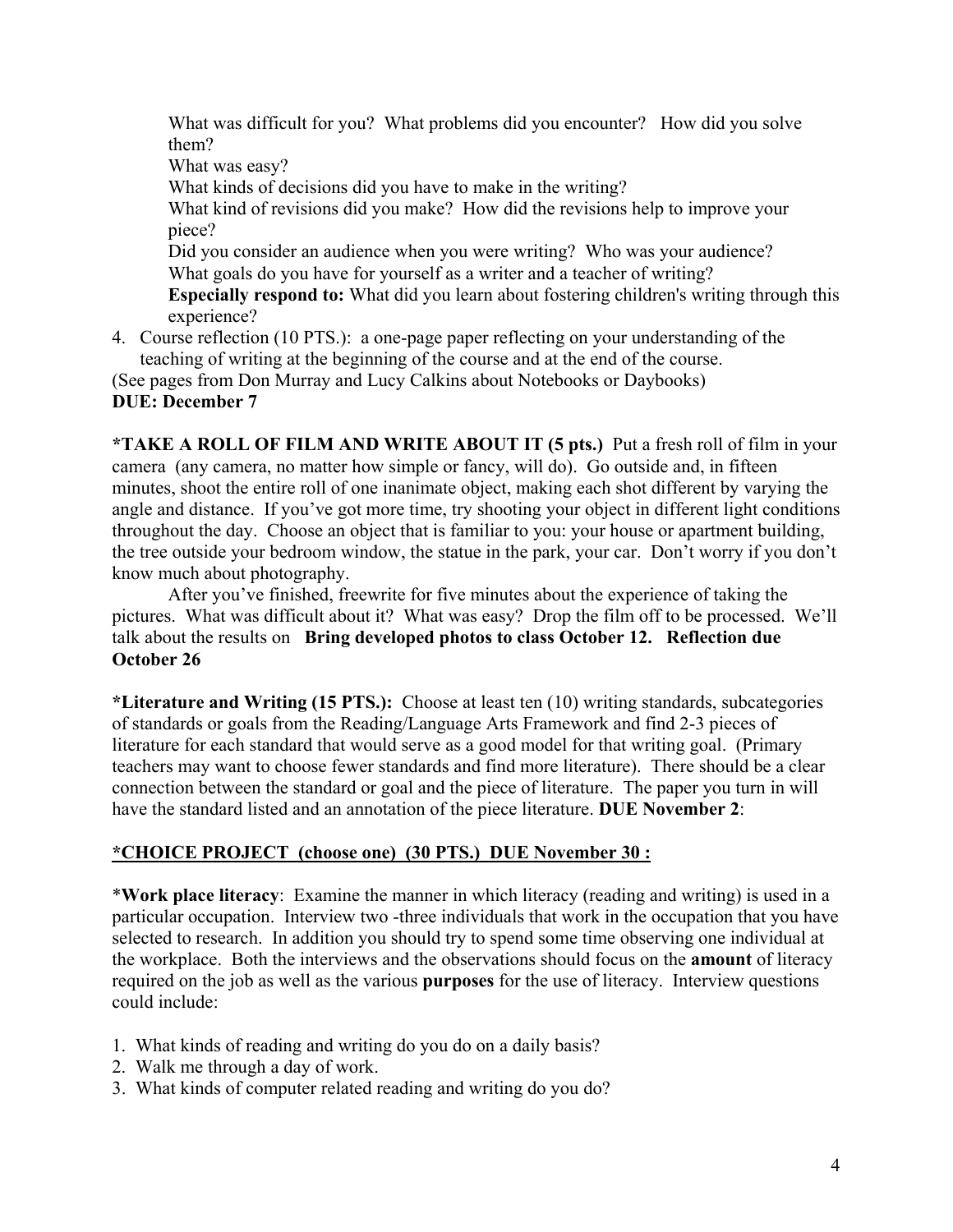What was difficult for you? What problems did you encounter? How did you solve them?
What was easy?
What kinds of decisions did you have to make in the writing?
What kind of revisions did you make? How did the revisions help to improve your piece?
Did you consider an audience when you were writing? Who was your audience?
What goals do you have for yourself as a writer and a teacher of writing?
**Especially respond to:** What did you learn about fostering children's writing through this experience?

4. Course reflection (10 PTS.): a one-page paper reflecting on your understanding of the teaching of writing at the beginning of the course and at the end of the course.

(See pages from Don Murray and Lucy Calkins about Notebooks or Daybooks)
**DUE: December 7**

***TAKE A ROLL OF FILM AND WRITE ABOUT IT (5 pts.)** Put a fresh roll of film in your camera (any camera, no matter how simple or fancy, will do). Go outside and, in fifteen minutes, shoot the entire roll of one inanimate object, making each shot different by varying the angle and distance. If you've got more time, try shooting your object in different light conditions throughout the day. Choose an object that is familiar to you: your house or apartment building, the tree outside your bedroom window, the statue in the park, your car. Don't worry if you don't know much about photography.

After you've finished, freewrite for five minutes about the experience of taking the pictures. What was difficult about it? What was easy? Drop the film off to be processed. We'll talk about the results on **Bring developed photos to class October 12. Reflection due October 26**

***Literature and Writing (15 PTS.):** Choose at least ten (10) writing standards, subcategories of standards or goals from the Reading/Language Arts Framework and find 2-3 pieces of literature for each standard that would serve as a good model for that writing goal. (Primary teachers may want to choose fewer standards and find more literature). There should be a clear connection between the standard or goal and the piece of literature. The paper you turn in will have the standard listed and an annotation of the piece literature. **DUE November 2**:

**<u>*CHOICE PROJECT (choose one) (30 PTS.) DUE November 30 :</u>**

***Work place literacy**: Examine the manner in which literacy (reading and writing) is used in a particular occupation. Interview two -three individuals that work in the occupation that you have selected to research. In addition you should try to spend some time observing one individual at the workplace. Both the interviews and the observations should focus on the **amount** of literacy required on the job as well as the various **purposes** for the use of literacy. Interview questions could include:

1. What kinds of reading and writing do you do on a daily basis?
2. Walk me through a day of work.
3. What kinds of computer related reading and writing do you do?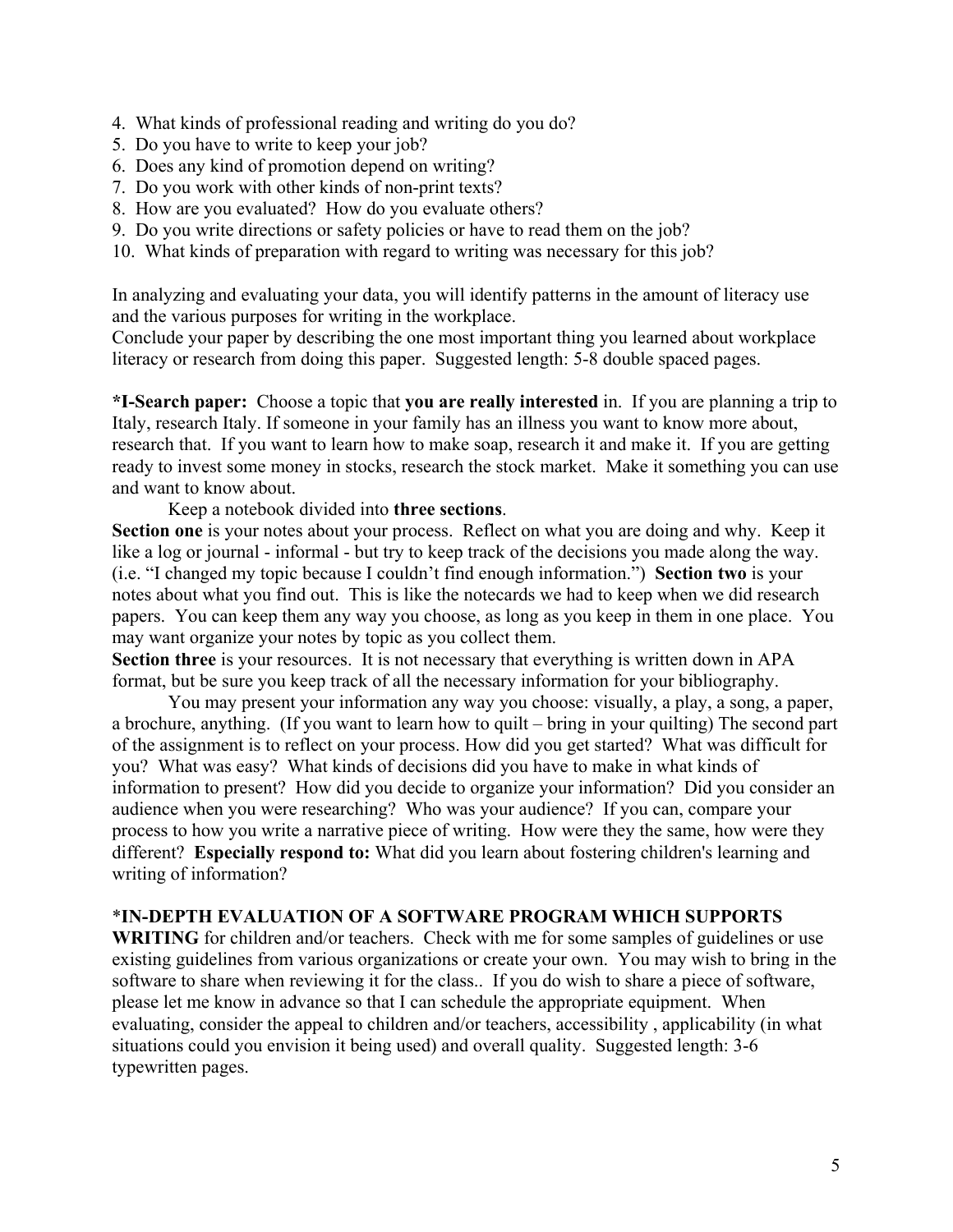4. What kinds of professional reading and writing do you do?
5. Do you have to write to keep your job?
6. Does any kind of promotion depend on writing?
7. Do you work with other kinds of non-print texts?
8. How are you evaluated? How do you evaluate others?
9. Do you write directions or safety policies or have to read them on the job?
10. What kinds of preparation with regard to writing was necessary for this job?

In analyzing and evaluating your data, you will identify patterns in the amount of literacy use and the various purposes for writing in the workplace.
Conclude your paper by describing the one most important thing you learned about workplace literacy or research from doing this paper. Suggested length: 5-8 double spaced pages.

**\*I-Search paper:** Choose a topic that **you are really interested** in. If you are planning a trip to Italy, research Italy. If someone in your family has an illness you want to know more about, research that. If you want to learn how to make soap, research it and make it. If you are getting ready to invest some money in stocks, research the stock market. Make it something you can use and want to know about.

Keep a notebook divided into **three sections**.
**Section one** is your notes about your process. Reflect on what you are doing and why. Keep it like a log or journal - informal - but try to keep track of the decisions you made along the way. (i.e. "I changed my topic because I couldn't find enough information.") **Section two** is your notes about what you find out. This is like the notecards we had to keep when we did research papers. You can keep them any way you choose, as long as you keep in them in one place. You may want organize your notes by topic as you collect them.
**Section three** is your resources. It is not necessary that everything is written down in APA format, but be sure you keep track of all the necessary information for your bibliography.

You may present your information any way you choose: visually, a play, a song, a paper, a brochure, anything. (If you want to learn how to quilt – bring in your quilting) The second part of the assignment is to reflect on your process. How did you get started? What was difficult for you? What was easy? What kinds of decisions did you have to make in what kinds of information to present? How did you decide to organize your information? Did you consider an audience when you were researching? Who was your audience? If you can, compare your process to how you write a narrative piece of writing. How were they the same, how were they different? **Especially respond to:** What did you learn about fostering children's learning and writing of information?

**\*IN-DEPTH EVALUATION OF A SOFTWARE PROGRAM WHICH SUPPORTS WRITING** for children and/or teachers. Check with me for some samples of guidelines or use existing guidelines from various organizations or create your own. You may wish to bring in the software to share when reviewing it for the class.. If you do wish to share a piece of software, please let me know in advance so that I can schedule the appropriate equipment. When evaluating, consider the appeal to children and/or teachers, accessibility , applicability (in what situations could you envision it being used) and overall quality. Suggested length: 3-6 typewritten pages.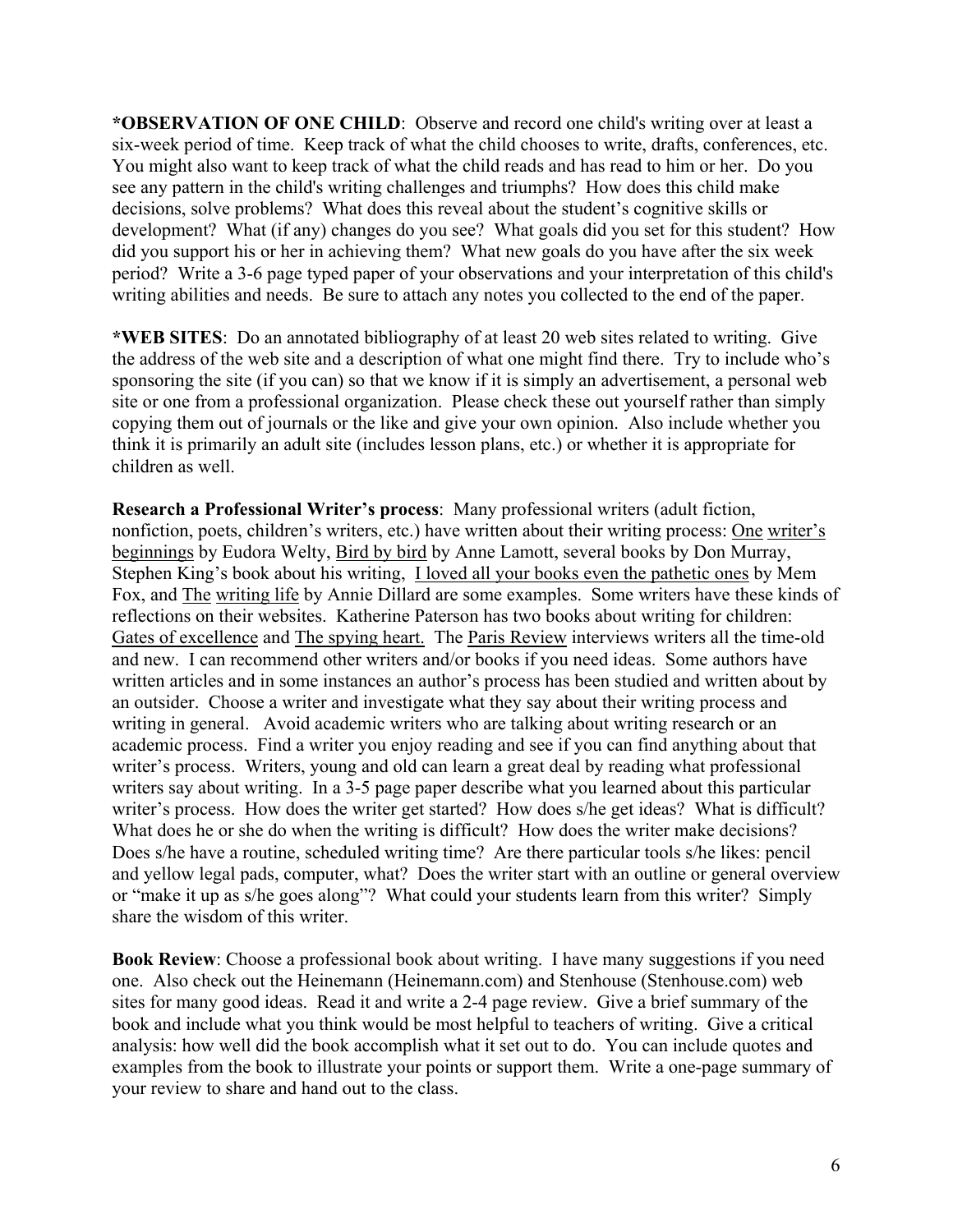**\*OBSERVATION OF ONE CHILD**: Observe and record one child's writing over at least a six-week period of time. Keep track of what the child chooses to write, drafts, conferences, etc. You might also want to keep track of what the child reads and has read to him or her. Do you see any pattern in the child's writing challenges and triumphs? How does this child make decisions, solve problems? What does this reveal about the student's cognitive skills or development? What (if any) changes do you see? What goals did you set for this student? How did you support his or her in achieving them? What new goals do you have after the six week period? Write a 3-6 page typed paper of your observations and your interpretation of this child's writing abilities and needs. Be sure to attach any notes you collected to the end of the paper.

**\*WEB SITES**: Do an annotated bibliography of at least 20 web sites related to writing. Give the address of the web site and a description of what one might find there. Try to include who's sponsoring the site (if you can) so that we know if it is simply an advertisement, a personal web site or one from a professional organization. Please check these out yourself rather than simply copying them out of journals or the like and give your own opinion. Also include whether you think it is primarily an adult site (includes lesson plans, etc.) or whether it is appropriate for children as well.

**Research a Professional Writer's process**: Many professional writers (adult fiction, nonfiction, poets, children's writers, etc.) have written about their writing process: One writer's beginnings by Eudora Welty, Bird by bird by Anne Lamott, several books by Don Murray, Stephen King's book about his writing, I loved all your books even the pathetic ones by Mem Fox, and The writing life by Annie Dillard are some examples. Some writers have these kinds of reflections on their websites. Katherine Paterson has two books about writing for children: Gates of excellence and The spying heart. The Paris Review interviews writers all the time-old and new. I can recommend other writers and/or books if you need ideas. Some authors have written articles and in some instances an author's process has been studied and written about by an outsider. Choose a writer and investigate what they say about their writing process and writing in general. Avoid academic writers who are talking about writing research or an academic process. Find a writer you enjoy reading and see if you can find anything about that writer's process. Writers, young and old can learn a great deal by reading what professional writers say about writing. In a 3-5 page paper describe what you learned about this particular writer's process. How does the writer get started? How does s/he get ideas? What is difficult? What does he or she do when the writing is difficult? How does the writer make decisions? Does s/he have a routine, scheduled writing time? Are there particular tools s/he likes: pencil and yellow legal pads, computer, what? Does the writer start with an outline or general overview or "make it up as s/he goes along"? What could your students learn from this writer? Simply share the wisdom of this writer.

**Book Review**: Choose a professional book about writing. I have many suggestions if you need one. Also check out the Heinemann (Heinemann.com) and Stenhouse (Stenhouse.com) web sites for many good ideas. Read it and write a 2-4 page review. Give a brief summary of the book and include what you think would be most helpful to teachers of writing. Give a critical analysis: how well did the book accomplish what it set out to do. You can include quotes and examples from the book to illustrate your points or support them. Write a one-page summary of your review to share and hand out to the class.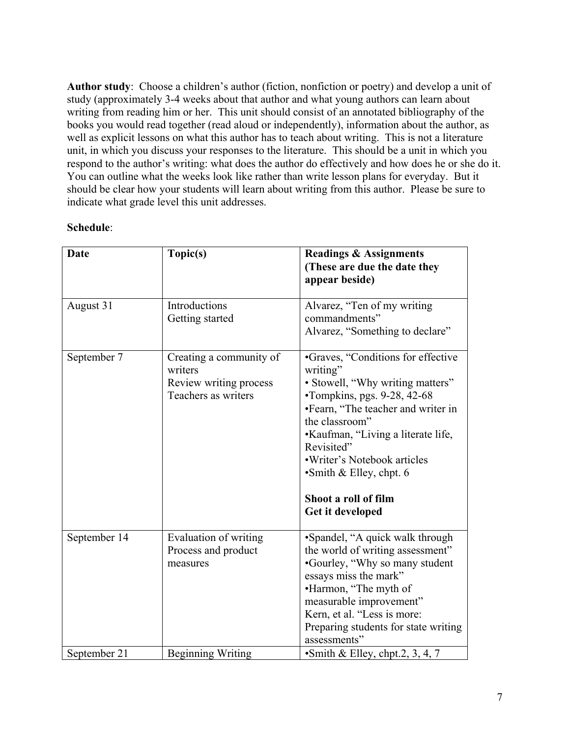**Author study**: Choose a children's author (fiction, nonfiction or poetry) and develop a unit of study (approximately 3-4 weeks about that author and what young authors can learn about writing from reading him or her. This unit should consist of an annotated bibliography of the books you would read together (read aloud or independently), information about the author, as well as explicit lessons on what this author has to teach about writing. This is not a literature unit, in which you discuss your responses to the literature. This should be a unit in which you respond to the author's writing: what does the author do effectively and how does he or she do it. You can outline what the weeks look like rather than write lesson plans for everyday. But it should be clear how your students will learn about writing from this author. Please be sure to indicate what grade level this unit addresses.

**Schedule**:

| **Date** | **Topic(s)** | **Readings & Assignments (These are due the date they appear beside)** |
|---|---|---|
| August 31 | Introductions<br>Getting started | Alvarez, "Ten of my writing commandments"<br>Alvarez, "Something to declare" |
| September 7 | Creating a community of writers<br>Review writing process<br>Teachers as writers | •Graves, "Conditions for effective writing"<br>• Stowell, "Why writing matters"<br>•Tompkins, pgs. 9-28, 42-68<br>•Fearn, "The teacher and writer in the classroom"<br>•Kaufman, "Living a literate life, Revisited"<br>•Writer's Notebook articles<br>•Smith & Elley, chpt. 6<br><br>**Shoot a roll of film**<br>**Get it developed** |
| September 14 | Evaluation of writing<br>Process and product measures | •Spandel, "A quick walk through the world of writing assessment"<br>•Gourley, "Why so many student essays miss the mark"<br>•Harmon, "The myth of measurable improvement"<br>Kern, et al. "Less is more: Preparing students for state writing assessments" |
| September 21 | Beginning Writing | •Smith & Elley, chpt.2, 3, 4, 7 |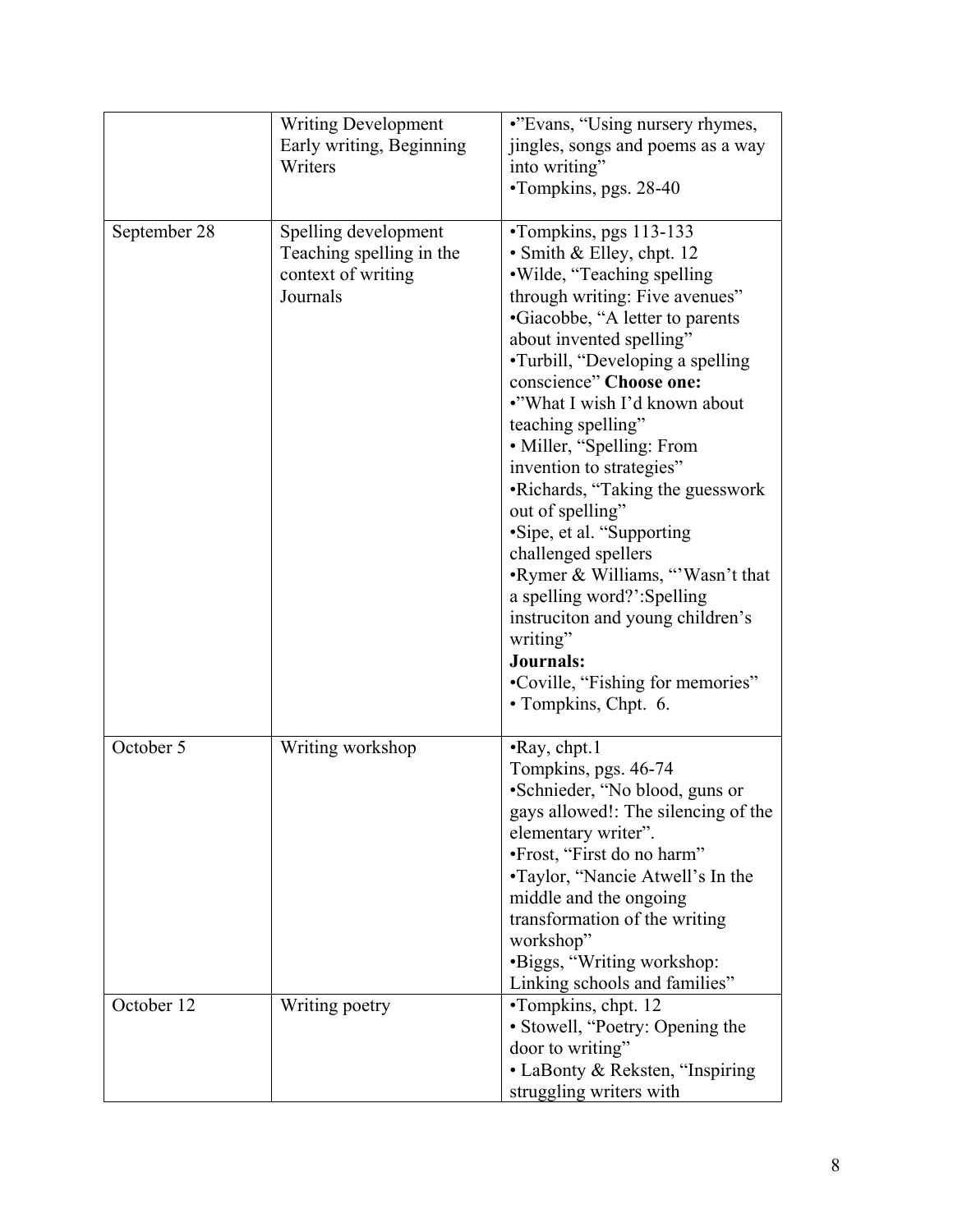| | | |
|---|---|---|
| | Writing Development<br>Early writing, Beginning Writers | •"Evans, "Using nursery rhymes, jingles, songs and poems as a way into writing"<br>•Tompkins, pgs. 28-40 |
| September 28 | Spelling development<br>Teaching spelling in the context of writing<br>Journals | •Tompkins, pgs 113-133<br>• Smith & Elley, chpt. 12<br>•Wilde, "Teaching spelling through writing: Five avenues"<br>•Giacobbe, "A letter to parents about invented spelling"<br>•Turbill, "Developing a spelling conscience" **Choose one:**<br>•"What I wish I'd known about teaching spelling"<br>• Miller, "Spelling: From invention to strategies"<br>•Richards, "Taking the guesswork out of spelling"<br>•Sipe, et al. "Supporting challenged spellers<br>•Rymer & Williams, "'Wasn't that a spelling word?':Spelling instruciton and young children's writing"<br>**Journals:**<br>•Coville, "Fishing for memories"<br>• Tompkins, Chpt. 6. |
| October 5 | Writing workshop | •Ray, chpt.1<br>Tompkins, pgs. 46-74<br>•Schnieder, "No blood, guns or gays allowed!: The silencing of the elementary writer".<br>•Frost, "First do no harm"<br>•Taylor, "Nancie Atwell's In the middle and the ongoing transformation of the writing workshop"<br>•Biggs, "Writing workshop: Linking schools and families" |
| October 12 | Writing poetry | •Tompkins, chpt. 12<br>• Stowell, "Poetry: Opening the door to writing"<br>• LaBonty & Reksten, "Inspiring struggling writers with |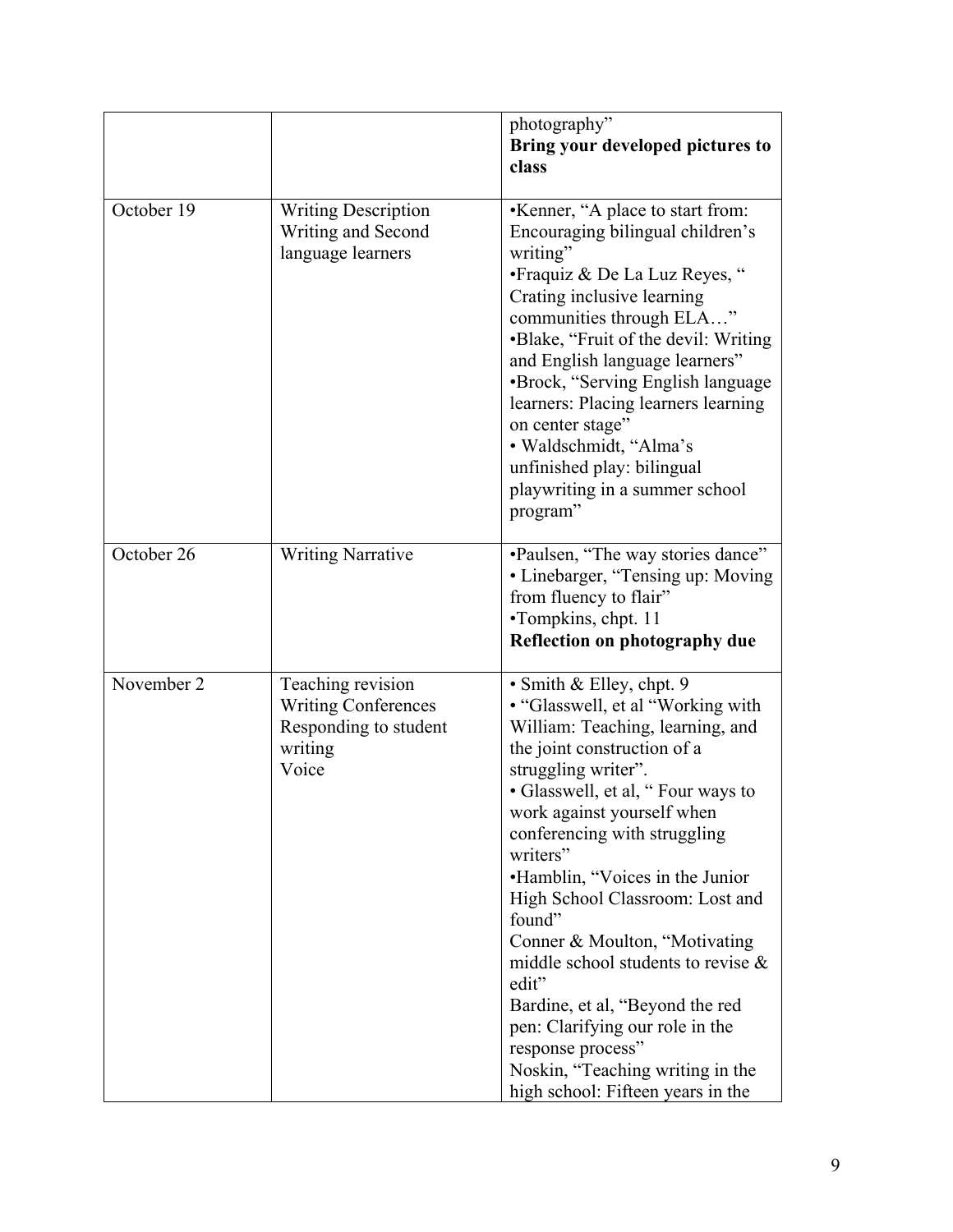| | | |
|---|---|---|
| | | photography"<br>**Bring your developed pictures to class** |
| October 19 | Writing Description<br>Writing and Second language learners | •Kenner, "A place to start from: Encouraging bilingual children's writing"<br>•Fraquiz & De La Luz Reyes, " Crating inclusive learning communities through ELA…"<br>•Blake, "Fruit of the devil: Writing and English language learners"<br>•Brock, "Serving English language learners: Placing learners learning on center stage"<br>• Waldschmidt, "Alma's unfinished play: bilingual playwriting in a summer school program" |
| October 26 | Writing Narrative | •Paulsen, "The way stories dance"<br>• Linebarger, "Tensing up: Moving from fluency to flair"<br>•Tompkins, chpt. 11<br>**Reflection on photography due** |
| November 2 | Teaching revision<br>Writing Conferences<br>Responding to student writing<br>Voice | • Smith & Elley, chpt. 9<br>• "Glasswell, et al "Working with William: Teaching, learning, and the joint construction of a struggling writer".<br>• Glasswell, et al, " Four ways to work against yourself when conferencing with struggling writers"<br>•Hamblin, "Voices in the Junior High School Classroom: Lost and found"<br>Conner & Moulton, "Motivating middle school students to revise & edit"<br>Bardine, et al, "Beyond the red pen: Clarifying our role in the response process"<br>Noskin, "Teaching writing in the high school: Fifteen years in the |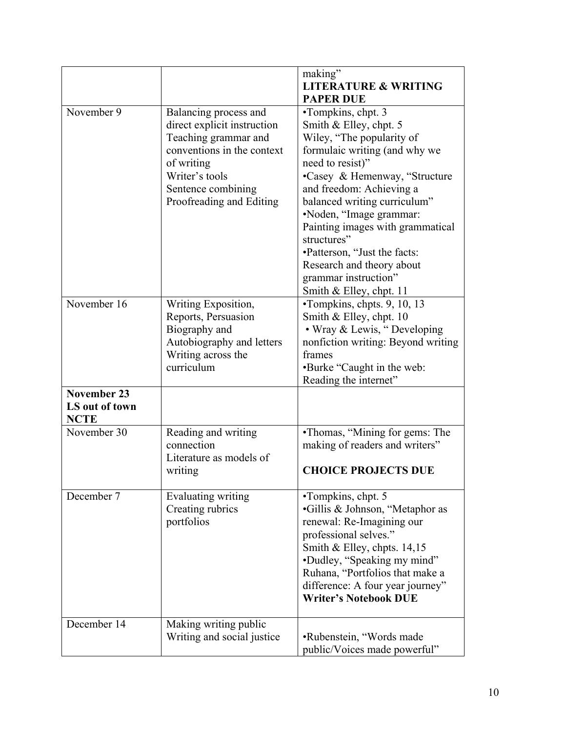| | | |
|---|---|---|
| | | making"<br>**LITERATURE & WRITING PAPER DUE** |
| November 9 | Balancing process and direct explicit instruction<br>Teaching grammar and conventions in the context of writing<br>Writer's tools<br>Sentence combining<br>Proofreading and Editing | •Tompkins, chpt. 3<br>Smith & Elley, chpt. 5<br>Wiley, "The popularity of formulaic writing (and why we need to resist)"<br>•Casey & Hemenway, "Structure and freedom: Achieving a balanced writing curriculum"<br>•Noden, "Image grammar: Painting images with grammatical structures"<br>•Patterson, "Just the facts: Research and theory about grammar instruction"<br>Smith & Elley, chpt. 11 |
| November 16 | Writing Exposition, Reports, Persuasion<br>Biography and Autobiography and letters<br>Writing across the curriculum | •Tompkins, chpts. 9, 10, 13<br>Smith & Elley, chpt. 10<br>• Wray & Lewis, " Developing nonfiction writing: Beyond writing frames<br>•Burke "Caught in the web: Reading the internet" |
| **November 23 LS out of town NCTE** | | |
| November 30 | Reading and writing connection<br>Literature as models of writing | •Thomas, "Mining for gems: The making of readers and writers"<br><br>**CHOICE PROJECTS DUE** |
| December 7 | Evaluating writing<br>Creating rubrics<br>portfolios | •Tompkins, chpt. 5<br>•Gillis & Johnson, "Metaphor as renewal: Re-Imagining our professional selves."<br>Smith & Elley, chpts. 14,15<br>•Dudley, "Speaking my mind"<br>Ruhana, "Portfolios that make a difference: A four year journey"<br>**Writer's Notebook DUE** |
| December 14 | Making writing public<br>Writing and social justice | •Rubenstein, "Words made public/Voices made powerful" |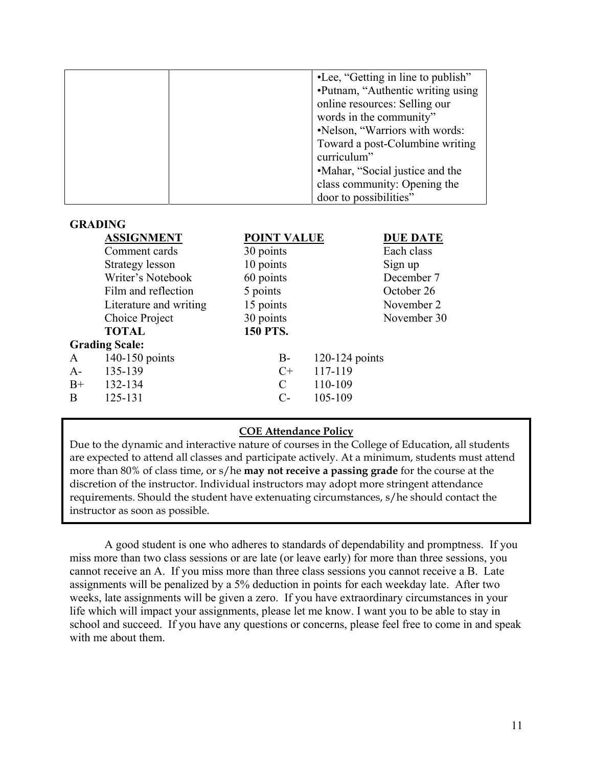| | | |
|---|---|---|
| | | •Lee, "Getting in line to publish"<br>•Putnam, "Authentic writing using online resources: Selling our words in the community"<br>•Nelson, "Warriors with words: Toward a post-Columbine writing curriculum"<br>•Mahar, "Social justice and the class community: Opening the door to possibilities" |

**GRADING**

| ASSIGNMENT | POINT VALUE | DUE DATE |
|---|---|---|
| Comment cards | 30 points | Each class |
| Strategy lesson | 10 points | Sign up |
| Writer's Notebook | 60 points | December 7 |
| Film and reflection | 5 points | October 26 |
| Literature and writing | 15 points | November 2 |
| Choice Project | 30 points | November 30 |
| **TOTAL** | **150 PTS.** | |

**Grading Scale:**

| | | | |
|---|---|---|---|
| A | 140-150 points | B- | 120-124 points |
| A- | 135-139 | C+ | 117-119 |
| B+ | 132-134 | C | 110-109 |
| B | 125-131 | C- | 105-109 |

**COE Attendance Policy**

Due to the dynamic and interactive nature of courses in the College of Education, all students are expected to attend all classes and participate actively. At a minimum, students must attend more than 80% of class time, or s/he **may not receive a passing grade** for the course at the discretion of the instructor. Individual instructors may adopt more stringent attendance requirements. Should the student have extenuating circumstances, s/he should contact the instructor as soon as possible.

A good student is one who adheres to standards of dependability and promptness. If you miss more than two class sessions or are late (or leave early) for more than three sessions, you cannot receive an A. If you miss more than three class sessions you cannot receive a B. Late assignments will be penalized by a 5% deduction in points for each weekday late. After two weeks, late assignments will be given a zero. If you have extraordinary circumstances in your life which will impact your assignments, please let me know. I want you to be able to stay in school and succeed. If you have any questions or concerns, please feel free to come in and speak with me about them.